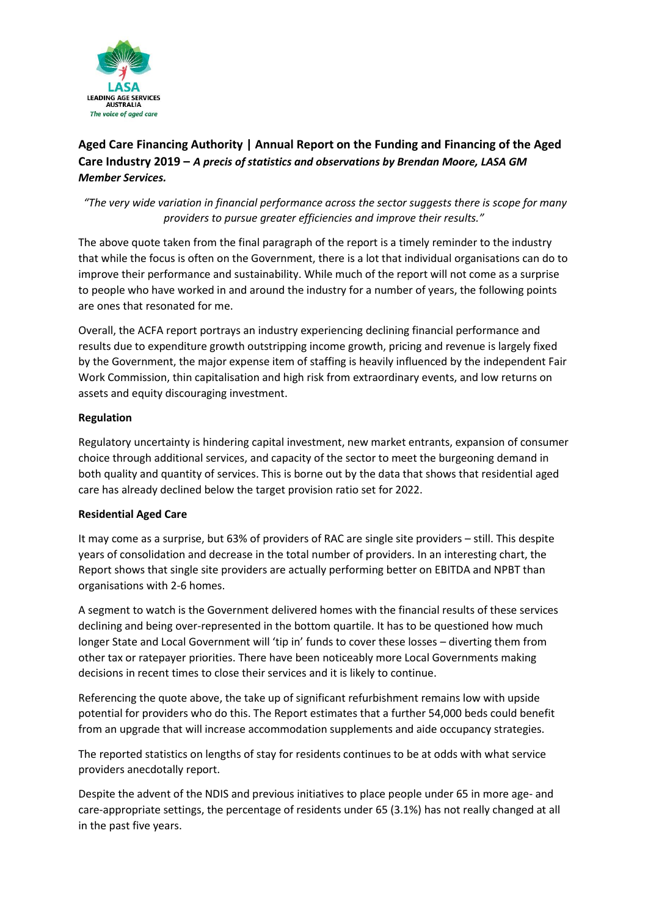LASA
LEADING AGE SERVICES
AUSTRALIA
*The voice of aged care*

## Aged Care Financing Authority | Annual Report on the Funding and Financing of the Aged Care Industry 2019 – *A precis of statistics and observations by Brendan Moore, LASA GM Member Services.*

*"The very wide variation in financial performance across the sector suggests there is scope for many providers to pursue greater efficiencies and improve their results."*

The above quote taken from the final paragraph of the report is a timely reminder to the industry that while the focus is often on the Government, there is a lot that individual organisations can do to improve their performance and sustainability. While much of the report will not come as a surprise to people who have worked in and around the industry for a number of years, the following points are ones that resonated for me.

Overall, the ACFA report portrays an industry experiencing declining financial performance and results due to expenditure growth outstripping income growth, pricing and revenue is largely fixed by the Government, the major expense item of staffing is heavily influenced by the independent Fair Work Commission, thin capitalisation and high risk from extraordinary events, and low returns on assets and equity discouraging investment.

**Regulation**

Regulatory uncertainty is hindering capital investment, new market entrants, expansion of consumer choice through additional services, and capacity of the sector to meet the burgeoning demand in both quality and quantity of services. This is borne out by the data that shows that residential aged care has already declined below the target provision ratio set for 2022.

**Residential Aged Care**

It may come as a surprise, but 63% of providers of RAC are single site providers – still. This despite years of consolidation and decrease in the total number of providers. In an interesting chart, the Report shows that single site providers are actually performing better on EBITDA and NPBT than organisations with 2-6 homes.

A segment to watch is the Government delivered homes with the financial results of these services declining and being over-represented in the bottom quartile. It has to be questioned how much longer State and Local Government will 'tip in' funds to cover these losses – diverting them from other tax or ratepayer priorities. There have been noticeably more Local Governments making decisions in recent times to close their services and it is likely to continue.

Referencing the quote above, the take up of significant refurbishment remains low with upside potential for providers who do this. The Report estimates that a further 54,000 beds could benefit from an upgrade that will increase accommodation supplements and aide occupancy strategies.

The reported statistics on lengths of stay for residents continues to be at odds with what service providers anecdotally report.

Despite the advent of the NDIS and previous initiatives to place people under 65 in more age- and care-appropriate settings, the percentage of residents under 65 (3.1%) has not really changed at all in the past five years.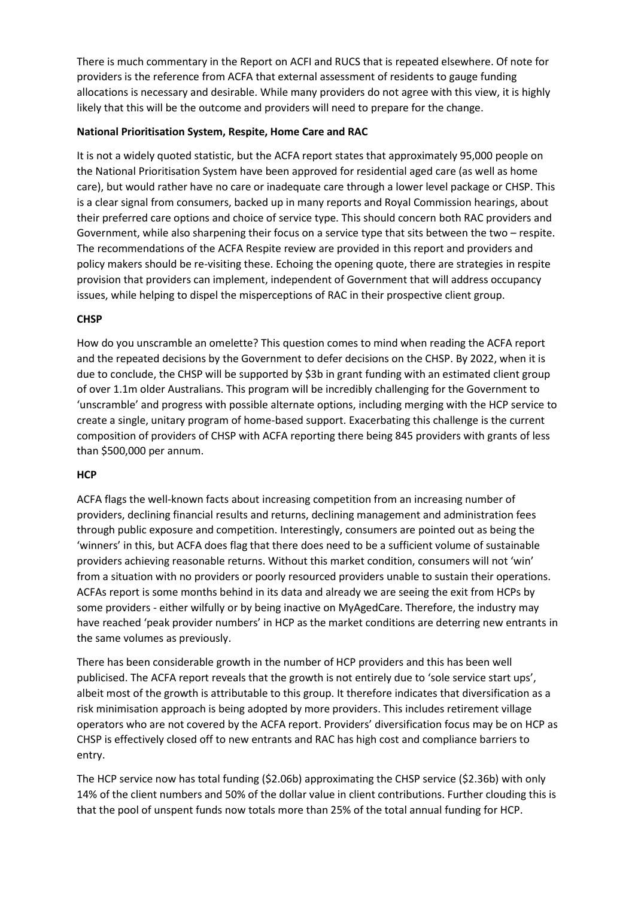There is much commentary in the Report on ACFI and RUCS that is repeated elsewhere. Of note for providers is the reference from ACFA that external assessment of residents to gauge funding allocations is necessary and desirable. While many providers do not agree with this view, it is highly likely that this will be the outcome and providers will need to prepare for the change.

**National Prioritisation System, Respite, Home Care and RAC**

It is not a widely quoted statistic, but the ACFA report states that approximately 95,000 people on the National Prioritisation System have been approved for residential aged care (as well as home care), but would rather have no care or inadequate care through a lower level package or CHSP. This is a clear signal from consumers, backed up in many reports and Royal Commission hearings, about their preferred care options and choice of service type. This should concern both RAC providers and Government, while also sharpening their focus on a service type that sits between the two – respite. The recommendations of the ACFA Respite review are provided in this report and providers and policy makers should be re-visiting these. Echoing the opening quote, there are strategies in respite provision that providers can implement, independent of Government that will address occupancy issues, while helping to dispel the misperceptions of RAC in their prospective client group.

**CHSP**

How do you unscramble an omelette? This question comes to mind when reading the ACFA report and the repeated decisions by the Government to defer decisions on the CHSP. By 2022, when it is due to conclude, the CHSP will be supported by $3b in grant funding with an estimated client group of over 1.1m older Australians. This program will be incredibly challenging for the Government to 'unscramble' and progress with possible alternate options, including merging with the HCP service to create a single, unitary program of home-based support. Exacerbating this challenge is the current composition of providers of CHSP with ACFA reporting there being 845 providers with grants of less than $500,000 per annum.

**HCP**

ACFA flags the well-known facts about increasing competition from an increasing number of providers, declining financial results and returns, declining management and administration fees through public exposure and competition. Interestingly, consumers are pointed out as being the 'winners' in this, but ACFA does flag that there does need to be a sufficient volume of sustainable providers achieving reasonable returns. Without this market condition, consumers will not 'win' from a situation with no providers or poorly resourced providers unable to sustain their operations. ACFAs report is some months behind in its data and already we are seeing the exit from HCPs by some providers - either wilfully or by being inactive on MyAgedCare. Therefore, the industry may have reached 'peak provider numbers' in HCP as the market conditions are deterring new entrants in the same volumes as previously.

There has been considerable growth in the number of HCP providers and this has been well publicised. The ACFA report reveals that the growth is not entirely due to 'sole service start ups', albeit most of the growth is attributable to this group. It therefore indicates that diversification as a risk minimisation approach is being adopted by more providers. This includes retirement village operators who are not covered by the ACFA report. Providers' diversification focus may be on HCP as CHSP is effectively closed off to new entrants and RAC has high cost and compliance barriers to entry.

The HCP service now has total funding ($2.06b) approximating the CHSP service ($2.36b) with only 14% of the client numbers and 50% of the dollar value in client contributions. Further clouding this is that the pool of unspent funds now totals more than 25% of the total annual funding for HCP.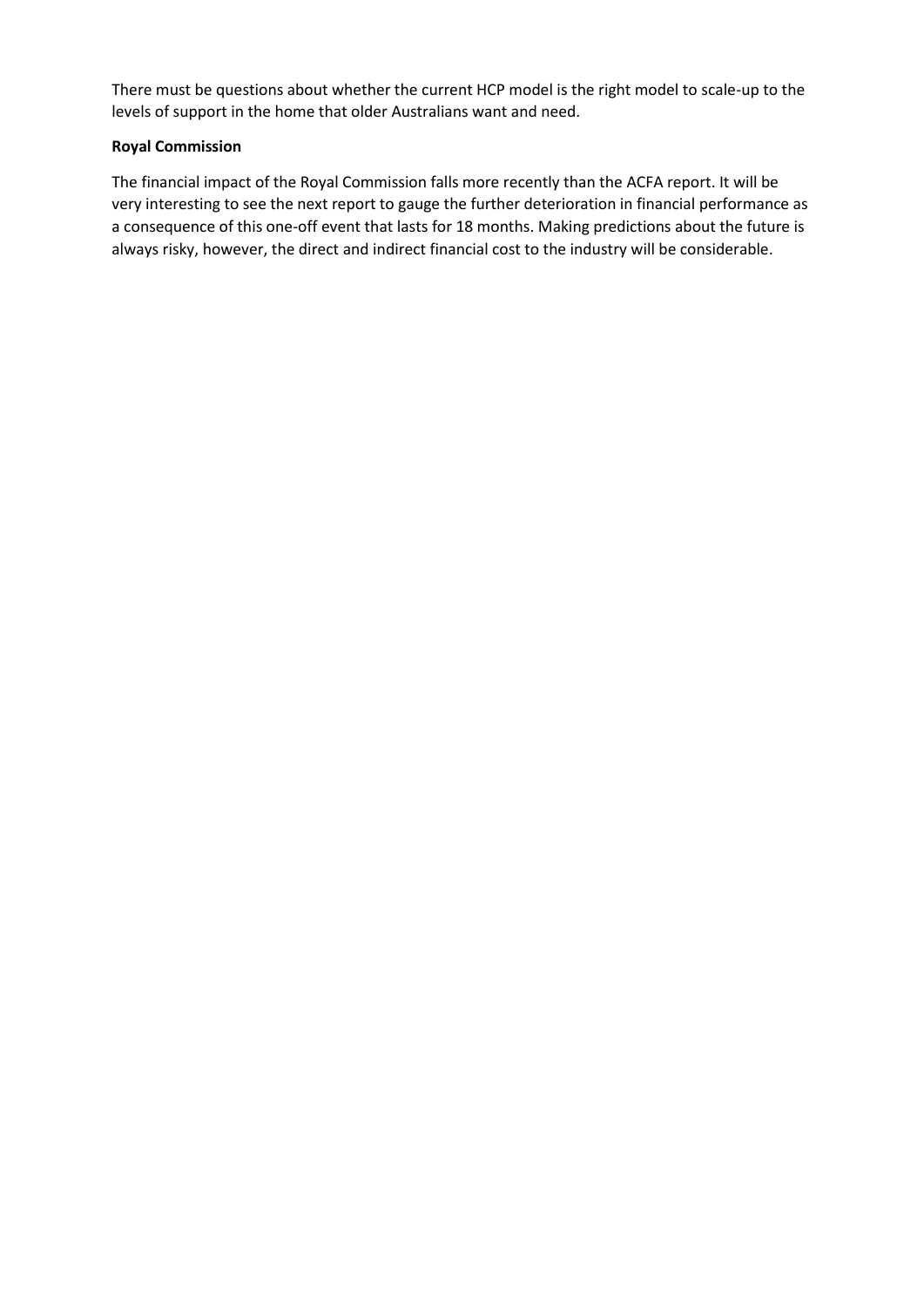There must be questions about whether the current HCP model is the right model to scale-up to the levels of support in the home that older Australians want and need.

**Royal Commission**

The financial impact of the Royal Commission falls more recently than the ACFA report. It will be very interesting to see the next report to gauge the further deterioration in financial performance as a consequence of this one-off event that lasts for 18 months. Making predictions about the future is always risky, however, the direct and indirect financial cost to the industry will be considerable.